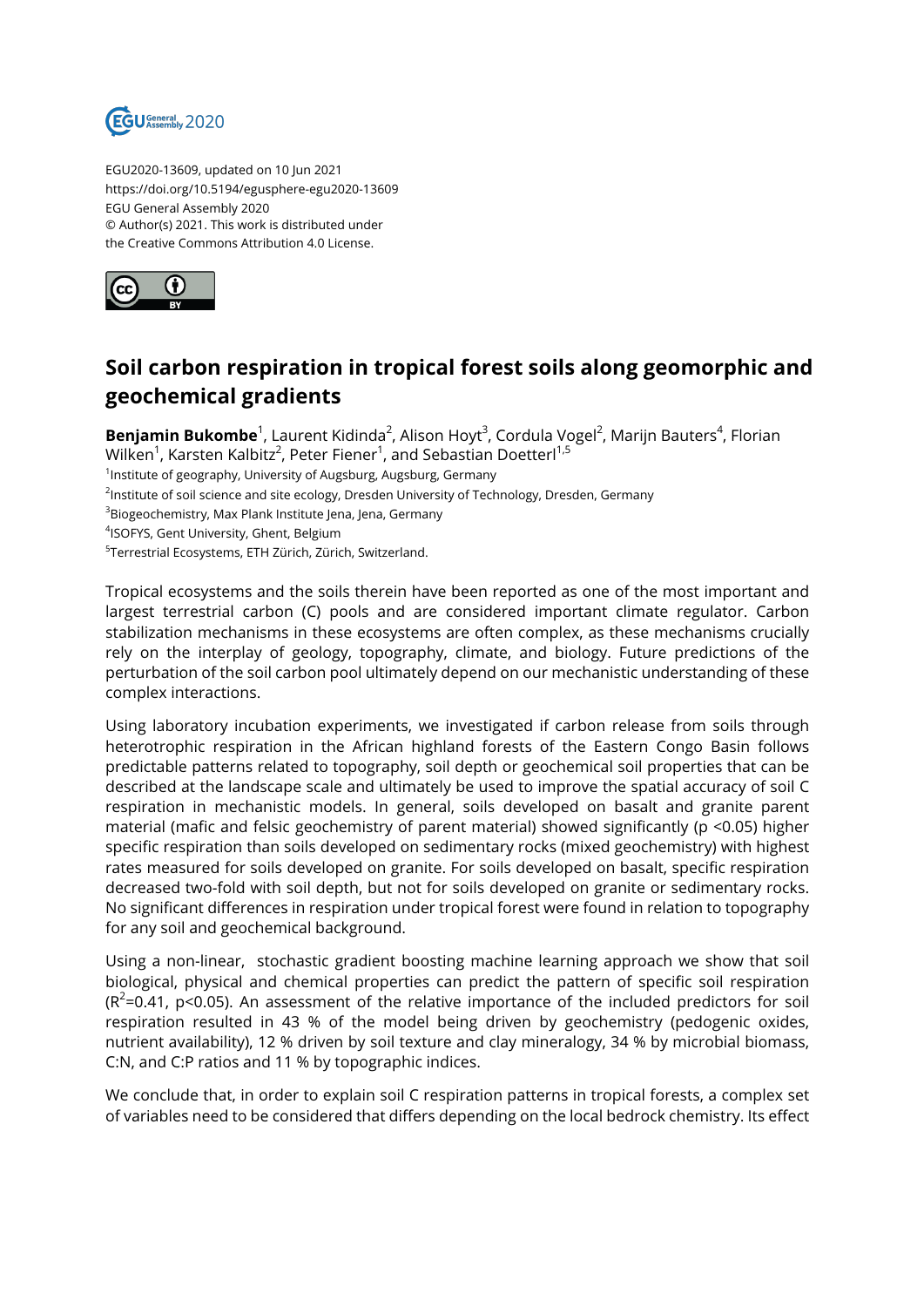EGU2020-13609, updated on 10 Jun 2021
https://doi.org/10.5194/egusphere-egu2020-13609
EGU General Assembly 2020
© Author(s) 2021. This work is distributed under
the Creative Commons Attribution 4.0 License.

# Soil carbon respiration in tropical forest soils along geomorphic and geochemical gradients

**Benjamin Bukombe**[1], Laurent Kidinda[2], Alison Hoyt[3], Cordula Vogel[2], Marijn Bauters[4], Florian Wilken[1], Karsten Kalbitz[2], Peter Fiener[1], and Sebastian Doetterl[1,5]

[1]Institute of geography, University of Augsburg, Augsburg, Germany
[2]Institute of soil science and site ecology, Dresden University of Technology, Dresden, Germany
[3]Biogeochemistry, Max Plank Institute Jena, Jena, Germany
[4]ISOFYS, Gent University, Ghent, Belgium
[5]Terrestrial Ecosystems, ETH Zürich, Zürich, Switzerland.

Tropical ecosystems and the soils therein have been reported as one of the most important and largest terrestrial carbon (C) pools and are considered important climate regulator. Carbon stabilization mechanisms in these ecosystems are often complex, as these mechanisms crucially rely on the interplay of geology, topography, climate, and biology. Future predictions of the perturbation of the soil carbon pool ultimately depend on our mechanistic understanding of these complex interactions.

Using laboratory incubation experiments, we investigated if carbon release from soils through heterotrophic respiration in the African highland forests of the Eastern Congo Basin follows predictable patterns related to topography, soil depth or geochemical soil properties that can be described at the landscape scale and ultimately be used to improve the spatial accuracy of soil C respiration in mechanistic models. In general, soils developed on basalt and granite parent material (mafic and felsic geochemistry of parent material) showed significantly ($p < 0.05$) higher specific respiration than soils developed on sedimentary rocks (mixed geochemistry) with highest rates measured for soils developed on granite. For soils developed on basalt, specific respiration decreased two-fold with soil depth, but not for soils developed on granite or sedimentary rocks. No significant differences in respiration under tropical forest were found in relation to topography for any soil and geochemical background.

Using a non-linear, stochastic gradient boosting machine learning approach we show that soil biological, physical and chemical properties can predict the pattern of specific soil respiration ($R^2$=0.41, $p<0.05$). An assessment of the relative importance of the included predictors for soil respiration resulted in 43 % of the model being driven by geochemistry (pedogenic oxides, nutrient availability), 12 % driven by soil texture and clay mineralogy, 34 % by microbial biomass, C:N, and C:P ratios and 11 % by topographic indices.

We conclude that, in order to explain soil C respiration patterns in tropical forests, a complex set of variables need to be considered that differs depending on the local bedrock chemistry. Its effect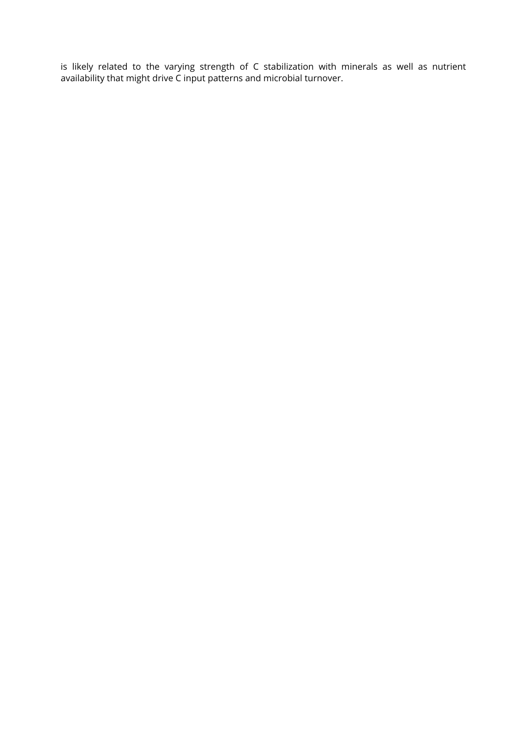is likely related to the varying strength of C stabilization with minerals as well as nutrient availability that might drive C input patterns and microbial turnover.